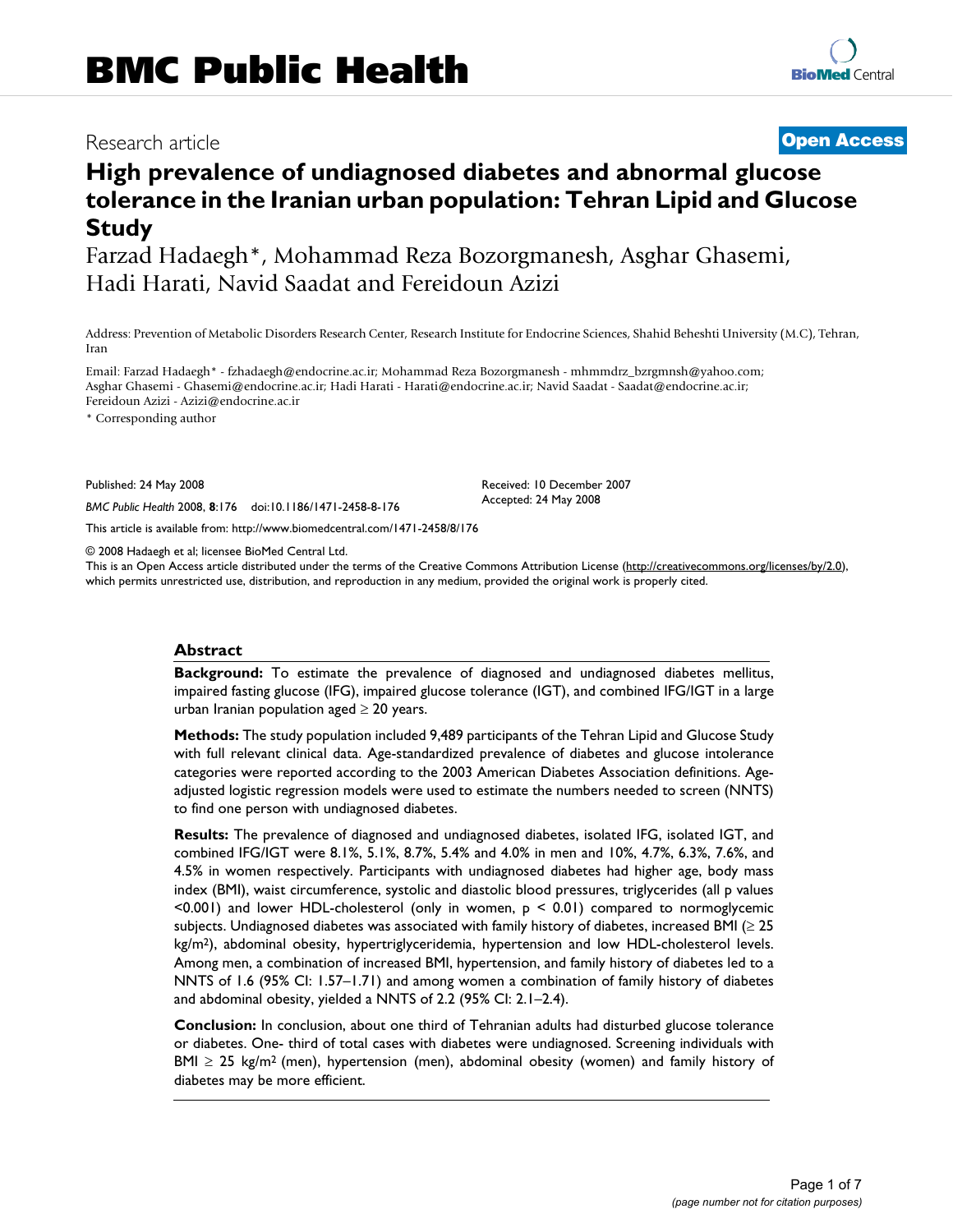BMC Public Health

Research article

**Open Access**

# High prevalence of undiagnosed diabetes and abnormal glucose tolerance in the Iranian urban population: Tehran Lipid and Glucose Study

Farzad Hadaegh*, Mohammad Reza Bozorgmanesh, Asghar Ghasemi, Hadi Harati, Navid Saadat and Fereidoun Azizi

Address: Prevention of Metabolic Disorders Research Center, Research Institute for Endocrine Sciences, Shahid Beheshti University (M.C), Tehran, Iran

Email: Farzad Hadaegh* - fzhadaegh@endocrine.ac.ir; Mohammad Reza Bozorgmanesh - mhmmdrz_bzrgmnsh@yahoo.com; Asghar Ghasemi - Ghasemi@endocrine.ac.ir; Hadi Harati - Harati@endocrine.ac.ir; Navid Saadat - Saadat@endocrine.ac.ir; Fereidoun Azizi - Azizi@endocrine.ac.ir

* Corresponding author

Published: 24 May 2008

*BMC Public Health* 2008, **8**:176 doi:10.1186/1471-2458-8-176

Received: 10 December 2007
Accepted: 24 May 2008

This article is available from: http://www.biomedcentral.com/1471-2458/8/176

© 2008 Hadaegh et al; licensee BioMed Central Ltd.
This is an Open Access article distributed under the terms of the Creative Commons Attribution License (http://creativecommons.org/licenses/by/2.0), which permits unrestricted use, distribution, and reproduction in any medium, provided the original work is properly cited.

## Abstract

**Background:** To estimate the prevalence of diagnosed and undiagnosed diabetes mellitus, impaired fasting glucose (IFG), impaired glucose tolerance (IGT), and combined IFG/IGT in a large urban Iranian population aged ≥ 20 years.

**Methods:** The study population included 9,489 participants of the Tehran Lipid and Glucose Study with full relevant clinical data. Age-standardized prevalence of diabetes and glucose intolerance categories were reported according to the 2003 American Diabetes Association definitions. Age-adjusted logistic regression models were used to estimate the numbers needed to screen (NNTS) to find one person with undiagnosed diabetes.

**Results:** The prevalence of diagnosed and undiagnosed diabetes, isolated IFG, isolated IGT, and combined IFG/IGT were 8.1%, 5.1%, 8.7%, 5.4% and 4.0% in men and 10%, 4.7%, 6.3%, 7.6%, and 4.5% in women respectively. Participants with undiagnosed diabetes had higher age, body mass index (BMI), waist circumference, systolic and diastolic blood pressures, triglycerides (all p values <0.001) and lower HDL-cholesterol (only in women, p < 0.01) compared to normoglycemic subjects. Undiagnosed diabetes was associated with family history of diabetes, increased BMI (≥ 25 $kg/m^2$), abdominal obesity, hypertriglyceridemia, hypertension and low HDL-cholesterol levels. Among men, a combination of increased BMI, hypertension, and family history of diabetes led to a NNTS of 1.6 (95% CI: 1.57–1.71) and among women a combination of family history of diabetes and abdominal obesity, yielded a NNTS of 2.2 (95% CI: 2.1–2.4).

**Conclusion:** In conclusion, about one third of Tehranian adults had disturbed glucose tolerance or diabetes. One- third of total cases with diabetes were undiagnosed. Screening individuals with BMI ≥ 25 $kg/m^2$ (men), hypertension (men), abdominal obesity (women) and family history of diabetes may be more efficient.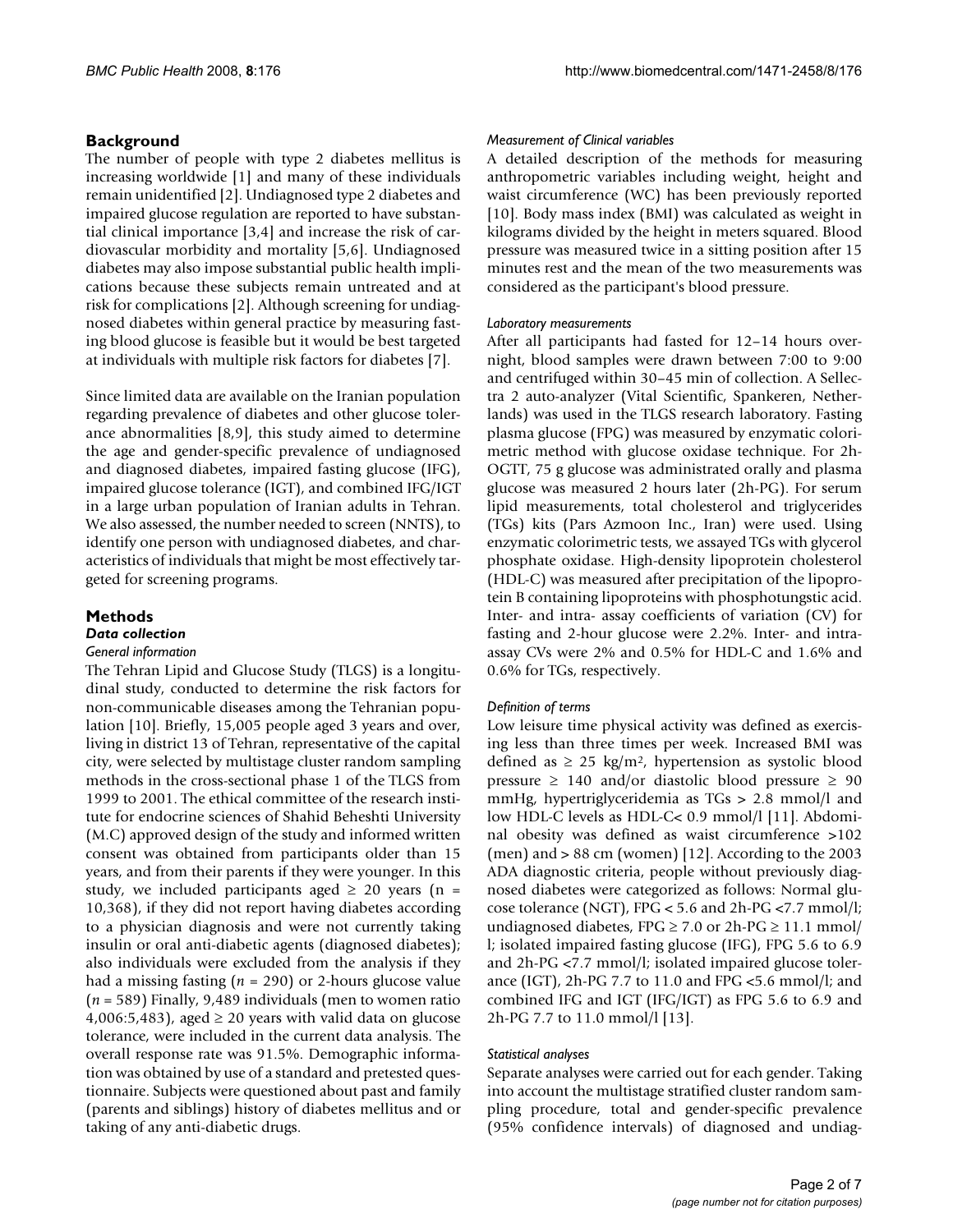## Background

The number of people with type 2 diabetes mellitus is increasing worldwide [1] and many of these individuals remain unidentified [2]. Undiagnosed type 2 diabetes and impaired glucose regulation are reported to have substantial clinical importance [3,4] and increase the risk of cardiovascular morbidity and mortality [5,6]. Undiagnosed diabetes may also impose substantial public health implications because these subjects remain untreated and at risk for complications [2]. Although screening for undiagnosed diabetes within general practice by measuring fasting blood glucose is feasible but it would be best targeted at individuals with multiple risk factors for diabetes [7].

Since limited data are available on the Iranian population regarding prevalence of diabetes and other glucose tolerance abnormalities [8,9], this study aimed to determine the age and gender-specific prevalence of undiagnosed and diagnosed diabetes, impaired fasting glucose (IFG), impaired glucose tolerance (IGT), and combined IFG/IGT in a large urban population of Iranian adults in Tehran. We also assessed, the number needed to screen (NNTS), to identify one person with undiagnosed diabetes, and characteristics of individuals that might be most effectively targeted for screening programs.

## Methods

### Data collection

#### General information

The Tehran Lipid and Glucose Study (TLGS) is a longitudinal study, conducted to determine the risk factors for non-communicable diseases among the Tehranian population [10]. Briefly, 15,005 people aged 3 years and over, living in district 13 of Tehran, representative of the capital city, were selected by multistage cluster random sampling methods in the cross-sectional phase 1 of the TLGS from 1999 to 2001. The ethical committee of the research institute for endocrine sciences of Shahid Beheshti University (M.C) approved design of the study and informed written consent was obtained from participants older than 15 years, and from their parents if they were younger. In this study, we included participants aged ≥ 20 years (n = 10,368), if they did not report having diabetes according to a physician diagnosis and were not currently taking insulin or oral anti-diabetic agents (diagnosed diabetes); also individuals were excluded from the analysis if they had a missing fasting (*n* = 290) or 2-hours glucose value (*n* = 589) Finally, 9,489 individuals (men to women ratio 4,006:5,483), aged ≥ 20 years with valid data on glucose tolerance, were included in the current data analysis. The overall response rate was 91.5%. Demographic information was obtained by use of a standard and pretested questionnaire. Subjects were questioned about past and family (parents and siblings) history of diabetes mellitus and or taking of any anti-diabetic drugs.

#### Measurement of Clinical variables

A detailed description of the methods for measuring anthropometric variables including weight, height and waist circumference (WC) has been previously reported [10]. Body mass index (BMI) was calculated as weight in kilograms divided by the height in meters squared. Blood pressure was measured twice in a sitting position after 15 minutes rest and the mean of the two measurements was considered as the participant's blood pressure.

#### Laboratory measurements

After all participants had fasted for 12–14 hours overnight, blood samples were drawn between 7:00 to 9:00 and centrifuged within 30–45 min of collection. A Sellectra 2 auto-analyzer (Vital Scientific, Spankeren, Netherlands) was used in the TLGS research laboratory. Fasting plasma glucose (FPG) was measured by enzymatic colorimetric method with glucose oxidase technique. For 2h-OGTT, 75 g glucose was administrated orally and plasma glucose was measured 2 hours later (2h-PG). For serum lipid measurements, total cholesterol and triglycerides (TGs) kits (Pars Azmoon Inc., Iran) were used. Using enzymatic colorimetric tests, we assayed TGs with glycerol phosphate oxidase. High-density lipoprotein cholesterol (HDL-C) was measured after precipitation of the lipoprotein B containing lipoproteins with phosphotungstic acid. Inter- and intra- assay coefficients of variation (CV) for fasting and 2-hour glucose were 2.2%. Inter- and intra-assay CVs were 2% and 0.5% for HDL-C and 1.6% and 0.6% for TGs, respectively.

#### Definition of terms

Low leisure time physical activity was defined as exercising less than three times per week. Increased BMI was defined as ≥ 25 kg/m², hypertension as systolic blood pressure ≥ 140 and/or diastolic blood pressure ≥ 90 mmHg, hypertriglyceridemia as TGs > 2.8 mmol/l and low HDL-C levels as HDL-C< 0.9 mmol/l [11]. Abdominal obesity was defined as waist circumference >102 (men) and > 88 cm (women) [12]. According to the 2003 ADA diagnostic criteria, people without previously diagnosed diabetes were categorized as follows: Normal glucose tolerance (NGT), FPG < 5.6 and 2h-PG <7.7 mmol/l; undiagnosed diabetes, FPG ≥ 7.0 or 2h-PG ≥ 11.1 mmol/l; isolated impaired fasting glucose (IFG), FPG 5.6 to 6.9 and 2h-PG <7.7 mmol/l; isolated impaired glucose tolerance (IGT), 2h-PG 7.7 to 11.0 and FPG <5.6 mmol/l; and combined IFG and IGT (IFG/IGT) as FPG 5.6 to 6.9 and 2h-PG 7.7 to 11.0 mmol/l [13].

#### Statistical analyses

Separate analyses were carried out for each gender. Taking into account the multistage stratified cluster random sampling procedure, total and gender-specific prevalence (95% confidence intervals) of diagnosed and undiag-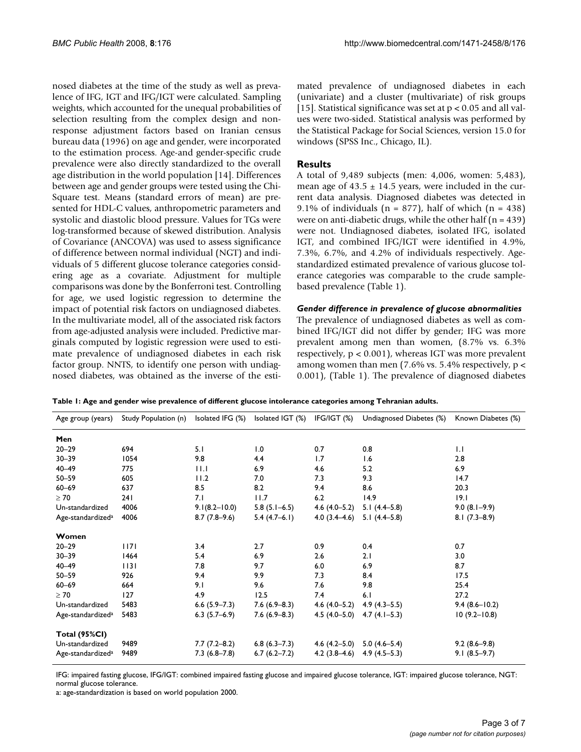nosed diabetes at the time of the study as well as prevalence of IFG, IGT and IFG/IGT were calculated. Sampling weights, which accounted for the unequal probabilities of selection resulting from the complex design and non-response adjustment factors based on Iranian census bureau data (1996) on age and gender, were incorporated to the estimation process. Age-and gender-specific crude prevalence were also directly standardized to the overall age distribution in the world population [14]. Differences between age and gender groups were tested using the Chi-Square test. Means (standard errors of mean) are presented for HDL-C values, anthropometric parameters and systolic and diastolic blood pressure. Values for TGs were log-transformed because of skewed distribution. Analysis of Covariance (ANCOVA) was used to assess significance of difference between normal individual (NGT) and individuals of 5 different glucose tolerance categories considering age as a covariate. Adjustment for multiple comparisons was done by the Bonferroni test. Controlling for age, we used logistic regression to determine the impact of potential risk factors on undiagnosed diabetes. In the multivariate model, all of the associated risk factors from age-adjusted analysis were included. Predictive marginals computed by logistic regression were used to estimate prevalence of undiagnosed diabetes in each risk factor group. NNTS, to identify one person with undiagnosed diabetes, was obtained as the inverse of the estimated prevalence of undiagnosed diabetes in each (univariate) and a cluster (multivariate) of risk groups [15]. Statistical significance was set at $p < 0.05$ and all values were two-sided. Statistical analysis was performed by the Statistical Package for Social Sciences, version 15.0 for windows (SPSS Inc., Chicago, IL).

## Results

A total of 9,489 subjects (men: 4,006, women: 5,483), mean age of 43.5 ± 14.5 years, were included in the current data analysis. Diagnosed diabetes was detected in 9.1% of individuals (n = 877), half of which (n = 438) were on anti-diabetic drugs, while the other half (n = 439) were not. Undiagnosed diabetes, isolated IFG, isolated IGT, and combined IFG/IGT were identified in 4.9%, 7.3%, 6.7%, and 4.2% of individuals respectively. Age-standardized estimated prevalence of various glucose tolerance categories was comparable to the crude sample-based prevalence (Table 1).

### *Gender difference in prevalence of glucose abnormalities*

The prevalence of undiagnosed diabetes as well as combined IFG/IGT did not differ by gender; IFG was more prevalent among men than women, (8.7% vs. 6.3% respectively, $p < 0.001$), whereas IGT was more prevalent among women than men (7.6% vs. 5.4% respectively, $p < 0.001$), (Table 1). The prevalence of diagnosed diabetes

**Table 1: Age and gender wise prevalence of different glucose intolerance categories among Tehranian adults.**

| Age group (years) | Study Population (n) | Isolated IFG (%) | Isolated IGT (%) | IFG/IGT (%) | Undiagnosed Diabetes (%) | Known Diabetes (%) |
|---|---|---|---|---|---|---|
| **Men** | | | | | | |
| 20–29 | 694 | 5.1 | 1.0 | 0.7 | 0.8 | 1.1 |
| 30–39 | 1054 | 9.8 | 4.4 | 1.7 | 1.6 | 2.8 |
| 40–49 | 775 | 11.1 | 6.9 | 4.6 | 5.2 | 6.9 |
| 50–59 | 605 | 11.2 | 7.0 | 7.3 | 9.3 | 14.7 |
| 60–69 | 637 | 8.5 | 8.2 | 9.4 | 8.6 | 20.3 |
| ≥ 70 | 241 | 7.1 | 11.7 | 6.2 | 14.9 | 19.1 |
| Un-standardized | 4006 | 9.1(8.2–10.0) | 5.8 (5.1–6.5) | 4.6 (4.0–5.2) | 5.1 (4.4–5.8) | 9.0 (8.1–9.9) |
| Age-standardized[a] | 4006 | 8.7 (7.8–9.6) | 5.4 (4.7–6.1) | 4.0 (3.4–4.6) | 5.1 (4.4–5.8) | 8.1 (7.3–8.9) |
| **Women** | | | | | | |
| 20–29 | 1171 | 3.4 | 2.7 | 0.9 | 0.4 | 0.7 |
| 30–39 | 1464 | 5.4 | 6.9 | 2.6 | 2.1 | 3.0 |
| 40–49 | 1131 | 7.8 | 9.7 | 6.0 | 6.9 | 8.7 |
| 50–59 | 926 | 9.4 | 9.9 | 7.3 | 8.4 | 17.5 |
| 60–69 | 664 | 9.1 | 9.6 | 7.6 | 9.8 | 25.4 |
| ≥ 70 | 127 | 4.9 | 12.5 | 7.4 | 6.1 | 27.2 |
| Un-standardized | 5483 | 6.6 (5.9–7.3) | 7.6 (6.9–8.3) | 4.6 (4.0–5.2) | 4.9 (4.3–5.5) | 9.4 (8.6–10.2) |
| Age-standardized[a] | 5483 | 6.3 (5.7–6.9) | 7.6 (6.9–8.3) | 4.5 (4.0–5.0) | 4.7 (4.1–5.3) | 10 (9.2–10.8) |
| **Total (95%CI)** | | | | | | |
| Un-standardized | 9489 | 7.7 (7.2–8.2) | 6.8 (6.3–7.3) | 4.6 (4.2–5.0) | 5.0 (4.6–5.4) | 9.2 (8.6–9.8) |
| Age-standardized[a] | 9489 | 7.3 (6.8–7.8) | 6.7 (6.2–7.2) | 4.2 (3.8–4.6) | 4.9 (4.5–5.3) | 9.1 (8.5–9.7) |

IFG: impaired fasting glucose, IFG/IGT: combined impaired fasting glucose and impaired glucose tolerance, IGT: impaired glucose tolerance, NGT: normal glucose tolerance.
a: age-standardization is based on world population 2000.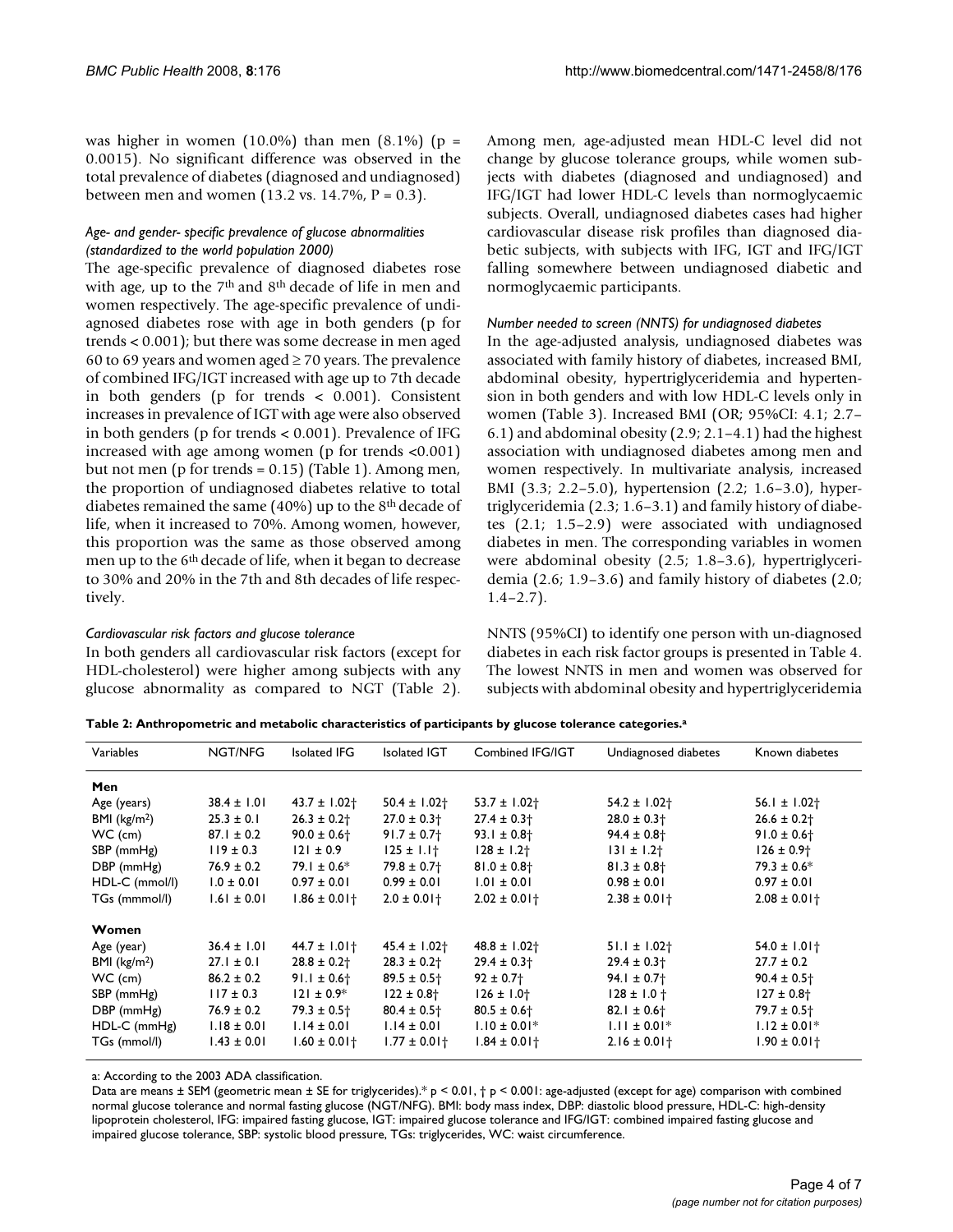was higher in women (10.0%) than men (8.1%) (p = 0.0015). No significant difference was observed in the total prevalence of diabetes (diagnosed and undiagnosed) between men and women (13.2 vs. 14.7%, P = 0.3).

### *Age- and gender- specific prevalence of glucose abnormalities (standardized to the world population 2000)*

The age-specific prevalence of diagnosed diabetes rose with age, up to the $7^{th}$ and $8^{th}$ decade of life in men and women respectively. The age-specific prevalence of undiagnosed diabetes rose with age in both genders (p for trends < 0.001); but there was some decrease in men aged 60 to 69 years and women aged ≥ 70 years. The prevalence of combined IFG/IGT increased with age up to 7th decade in both genders (p for trends < 0.001). Consistent increases in prevalence of IGT with age were also observed in both genders (p for trends < 0.001). Prevalence of IFG increased with age among women (p for trends <0.001) but not men (p for trends = 0.15) (Table 1). Among men, the proportion of undiagnosed diabetes relative to total diabetes remained the same (40%) up to the $8^{th}$ decade of life, when it increased to 70%. Among women, however, this proportion was the same as those observed among men up to the $6^{th}$ decade of life, when it began to decrease to 30% and 20% in the 7th and 8th decades of life respectively.

### *Cardiovascular risk factors and glucose tolerance*

In both genders all cardiovascular risk factors (except for HDL-cholesterol) were higher among subjects with any glucose abnormality as compared to NGT (Table 2). Among men, age-adjusted mean HDL-C level did not change by glucose tolerance groups, while women subjects with diabetes (diagnosed and undiagnosed) and IFG/IGT had lower HDL-C levels than normoglycaemic subjects. Overall, undiagnosed diabetes cases had higher cardiovascular disease risk profiles than diagnosed diabetic subjects, with subjects with IFG, IGT and IFG/IGT falling somewhere between undiagnosed diabetic and normoglycaemic participants.

### *Number needed to screen (NNTS) for undiagnosed diabetes*

In the age-adjusted analysis, undiagnosed diabetes was associated with family history of diabetes, increased BMI, abdominal obesity, hypertriglyceridemia and hypertension in both genders and with low HDL-C levels only in women (Table 3). Increased BMI (OR; 95%CI: 4.1; 2.7–6.1) and abdominal obesity (2.9; 2.1–4.1) had the highest association with undiagnosed diabetes among men and women respectively. In multivariate analysis, increased BMI (3.3; 2.2–5.0), hypertension (2.2; 1.6–3.0), hypertriglyceridemia (2.3; 1.6–3.1) and family history of diabetes (2.1; 1.5–2.9) were associated with undiagnosed diabetes in men. The corresponding variables in women were abdominal obesity (2.5; 1.8–3.6), hypertriglyceridemia (2.6; 1.9–3.6) and family history of diabetes (2.0; 1.4–2.7).

NNTS (95%CI) to identify one person with un-diagnosed diabetes in each risk factor groups is presented in Table 4. The lowest NNTS in men and women was observed for subjects with abdominal obesity and hypertriglyceridemia

**Table 2: Anthropometric and metabolic characteristics of participants by glucose tolerance categories.[a]**

| Variables | NGT/NFG | Isolated IFG | Isolated IGT | Combined IFG/IGT | Undiagnosed diabetes | Known diabetes |
|---|---|---|---|---|---|---|
| **Men** | | | | | | |
| Age (years) | 38.4 ± 1.01 | 43.7 ± 1.02† | 50.4 ± 1.02† | 53.7 ± 1.02† | 54.2 ± 1.02† | 56.1 ± 1.02† |
| BMI (kg/m²) | 25.3 ± 0.1 | 26.3 ± 0.2† | 27.0 ± 0.3† | 27.4 ± 0.3† | 28.0 ± 0.3† | 26.6 ± 0.2† |
| WC (cm) | 87.1 ± 0.2 | 90.0 ± 0.6† | 91.7 ± 0.7† | 93.1 ± 0.8† | 94.4 ± 0.8† | 91.0 ± 0.6† |
| SBP (mmHg) | 119 ± 0.3 | 121 ± 0.9 | 125 ± 1.1† | 128 ± 1.2† | 131 ± 1.2† | 126 ± 0.9† |
| DBP (mmHg) | 76.9 ± 0.2 | 79.1 ± 0.6* | 79.8 ± 0.7† | 81.0 ± 0.8† | 81.3 ± 0.8† | 79.3 ± 0.6* |
| HDL-C (mmol/l) | 1.0 ± 0.01 | 0.97 ± 0.01 | 0.99 ± 0.01 | 1.01 ± 0.01 | 0.98 ± 0.01 | 0.97 ± 0.01 |
| TGs (mmmol/l) | 1.61 ± 0.01 | 1.86 ± 0.01† | 2.0 ± 0.01† | 2.02 ± 0.01† | 2.38 ± 0.01† | 2.08 ± 0.01† |
| **Women** | | | | | | |
| Age (year) | 36.4 ± 1.01 | 44.7 ± 1.01† | 45.4 ± 1.02† | 48.8 ± 1.02† | 51.1 ± 1.02† | 54.0 ± 1.01† |
| BMI (kg/m²) | 27.1 ± 0.1 | 28.8 ± 0.2† | 28.3 ± 0.2† | 29.4 ± 0.3† | 29.4 ± 0.3† | 27.7 ± 0.2 |
| WC (cm) | 86.2 ± 0.2 | 91.1 ± 0.6† | 89.5 ± 0.5† | 92 ± 0.7† | 94.1 ± 0.7† | 90.4 ± 0.5† |
| SBP (mmHg) | 117 ± 0.3 | 121 ± 0.9* | 122 ± 0.8† | 126 ± 1.0† | 128 ± 1.0 † | 127 ± 0.8† |
| DBP (mmHg) | 76.9 ± 0.2 | 79.3 ± 0.5† | 80.4 ± 0.5† | 80.5 ± 0.6† | 82.1 ± 0.6† | 79.7 ± 0.5† |
| HDL-C (mmHg) | 1.18 ± 0.01 | 1.14 ± 0.01 | 1.14 ± 0.01 | 1.10 ± 0.01* | 1.11 ± 0.01* | 1.12 ± 0.01* |
| TGs (mmol/l) | 1.43 ± 0.01 | 1.60 ± 0.01† | 1.77 ± 0.01† | 1.84 ± 0.01† | 2.16 ± 0.01† | 1.90 ± 0.01† |

a: According to the 2003 ADA classification.

Data are means ± SEM (geometric mean ± SE for triglycerides).* p < 0.01, † p < 0.001: age-adjusted (except for age) comparison with combined normal glucose tolerance and normal fasting glucose (NGT/NFG). BMI: body mass index, DBP: diastolic blood pressure, HDL-C: high-density lipoprotein cholesterol, IFG: impaired fasting glucose, IGT: impaired glucose tolerance and IFG/IGT: combined impaired fasting glucose and impaired glucose tolerance, SBP: systolic blood pressure, TGs: triglycerides, WC: waist circumference.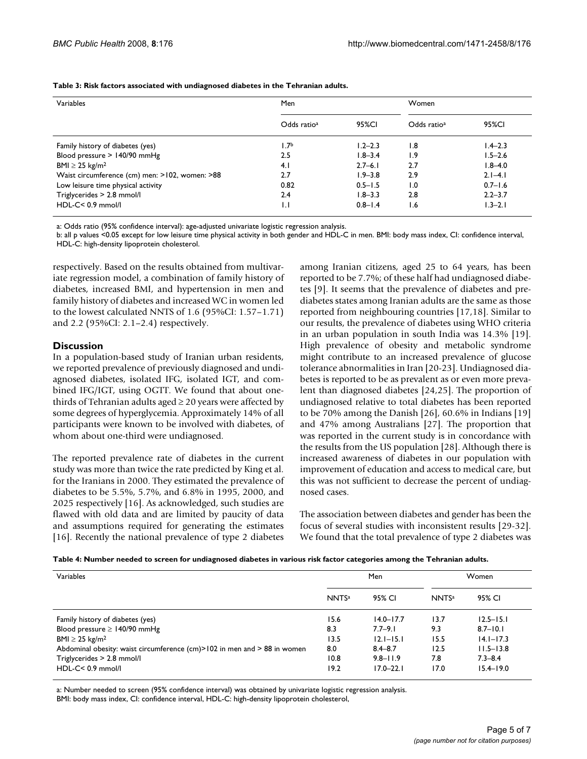**Table 3: Risk factors associated with undiagnosed diabetes in the Tehranian adults.**

| Variables | Men | | Women | |
|---|---|---|---|---|
| | Odds ratio[a] | 95%CI | Odds ratio[a] | 95%CI |
| Family history of diabetes (yes) | 1.7[b] | 1.2–2.3 | 1.8 | 1.4–2.3 |
| Blood pressure > 140/90 mmHg | 2.5 | 1.8–3.4 | 1.9 | 1.5–2.6 |
| BMI ≥ 25 kg/m$^2$ | 4.1 | 2.7–6.1 | 2.7 | 1.8–4.0 |
| Waist circumference (cm) men: >102, women: >88 | 2.7 | 1.9–3.8 | 2.9 | 2.1–4.1 |
| Low leisure time physical activity | 0.82 | 0.5–1.5 | 1.0 | 0.7–1.6 |
| Triglycerides > 2.8 mmol/l | 2.4 | 1.8–3.3 | 2.8 | 2.2–3.7 |
| HDL-C< 0.9 mmol/l | 1.1 | 0.8–1.4 | 1.6 | 1.3–2.1 |

a: Odds ratio (95% confidence interval): age-adjusted univariate logistic regression analysis.
b: all p values <0.05 except for low leisure time physical activity in both gender and HDL-C in men. BMI: body mass index, CI: confidence interval, HDL-C: high-density lipoprotein cholesterol.

respectively. Based on the results obtained from multivariate regression model, a combination of family history of diabetes, increased BMI, and hypertension in men and family history of diabetes and increased WC in women led to the lowest calculated NNTS of 1.6 (95%CI: 1.57–1.71) and 2.2 (95%CI: 2.1–2.4) respectively.

## Discussion

In a population-based study of Iranian urban residents, we reported prevalence of previously diagnosed and undiagnosed diabetes, isolated IFG, isolated IGT, and combined IFG/IGT, using OGTT. We found that about one-thirds of Tehranian adults aged ≥ 20 years were affected by some degrees of hyperglycemia. Approximately 14% of all participants were known to be involved with diabetes, of whom about one-third were undiagnosed.

The reported prevalence rate of diabetes in the current study was more than twice the rate predicted by King et al. for the Iranians in 2000. They estimated the prevalence of diabetes to be 5.5%, 5.7%, and 6.8% in 1995, 2000, and 2025 respectively [16]. As acknowledged, such studies are flawed with old data and are limited by paucity of data and assumptions required for generating the estimates [16]. Recently the national prevalence of type 2 diabetes among Iranian citizens, aged 25 to 64 years, has been reported to be 7.7%; of these half had undiagnosed diabetes [9]. It seems that the prevalence of diabetes and pre-diabetes states among Iranian adults are the same as those reported from neighbouring countries [17,18]. Similar to our results, the prevalence of diabetes using WHO criteria in an urban population in south India was 14.3% [19]. High prevalence of obesity and metabolic syndrome might contribute to an increased prevalence of glucose tolerance abnormalities in Iran [20-23]. Undiagnosed diabetes is reported to be as prevalent as or even more prevalent than diagnosed diabetes [24,25]. The proportion of undiagnosed relative to total diabetes has been reported to be 70% among the Danish [26], 60.6% in Indians [19] and 47% among Australians [27]. The proportion that was reported in the current study is in concordance with the results from the US population [28]. Although there is increased awareness of diabetes in our population with improvement of education and access to medical care, but this was not sufficient to decrease the percent of undiagnosed cases.

The association between diabetes and gender has been the focus of several studies with inconsistent results [29-32]. We found that the total prevalence of type 2 diabetes was

**Table 4: Number needed to screen for undiagnosed diabetes in various risk factor categories among the Tehranian adults.**

| Variables | Men | | Women | |
|---|---|---|---|---|
| | NNTS[a] | 95% CI | NNTS[a] | 95% CI |
| Family history of diabetes (yes) | 15.6 | 14.0–17.7 | 13.7 | 12.5–15.1 |
| Blood pressure ≥ 140/90 mmHg | 8.3 | 7.7–9.1 | 9.3 | 8.7–10.1 |
| BMI ≥ 25 kg/m$^2$ | 13.5 | 12.1–15.1 | 15.5 | 14.1–17.3 |
| Abdominal obesity: waist circumference (cm)>102 in men and > 88 in women | 8.0 | 8.4–8.7 | 12.5 | 11.5–13.8 |
| Triglycerides > 2.8 mmol/l | 10.8 | 9.8–11.9 | 7.8 | 7.3–8.4 |
| HDL-C< 0.9 mmol/l | 19.2 | 17.0–22.1 | 17.0 | 15.4–19.0 |

a: Number needed to screen (95% confidence interval) was obtained by univariate logistic regression analysis.
BMI: body mass index, CI: confidence interval, HDL-C: high-density lipoprotein cholesterol,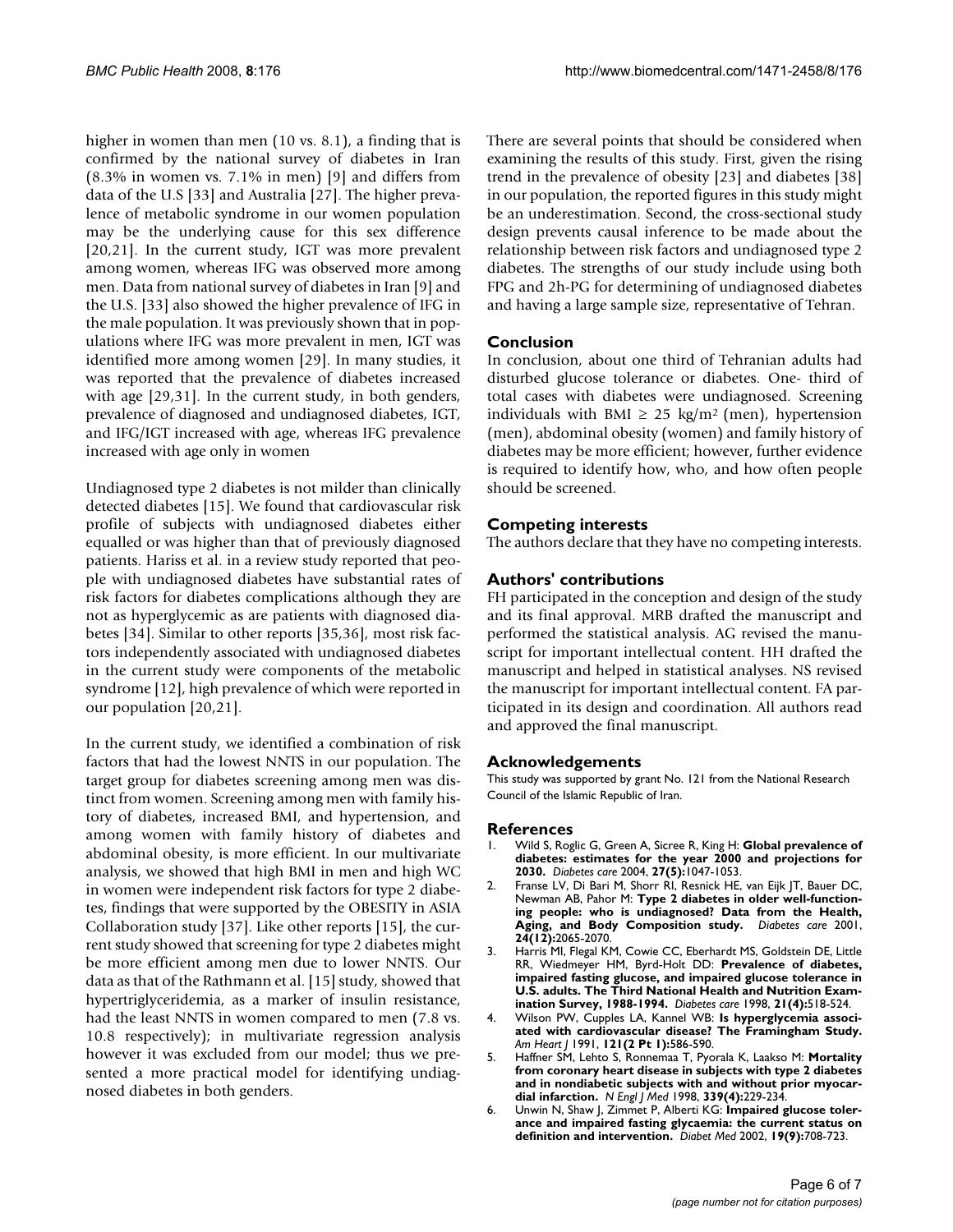higher in women than men (10 vs. 8.1), a finding that is confirmed by the national survey of diabetes in Iran (8.3% in women vs. 7.1% in men) [9] and differs from data of the U.S [33] and Australia [27]. The higher prevalence of metabolic syndrome in our women population may be the underlying cause for this sex difference [20,21]. In the current study, IGT was more prevalent among women, whereas IFG was observed more among men. Data from national survey of diabetes in Iran [9] and the U.S. [33] also showed the higher prevalence of IFG in the male population. It was previously shown that in populations where IFG was more prevalent in men, IGT was identified more among women [29]. In many studies, it was reported that the prevalence of diabetes increased with age [29,31]. In the current study, in both genders, prevalence of diagnosed and undiagnosed diabetes, IGT, and IFG/IGT increased with age, whereas IFG prevalence increased with age only in women

Undiagnosed type 2 diabetes is not milder than clinically detected diabetes [15]. We found that cardiovascular risk profile of subjects with undiagnosed diabetes either equalled or was higher than that of previously diagnosed patients. Hariss et al. in a review study reported that people with undiagnosed diabetes have substantial rates of risk factors for diabetes complications although they are not as hyperglycemic as are patients with diagnosed diabetes [34]. Similar to other reports [35,36], most risk factors independently associated with undiagnosed diabetes in the current study were components of the metabolic syndrome [12], high prevalence of which were reported in our population [20,21].

In the current study, we identified a combination of risk factors that had the lowest NNTS in our population. The target group for diabetes screening among men was distinct from women. Screening among men with family history of diabetes, increased BMI, and hypertension, and among women with family history of diabetes and abdominal obesity, is more efficient. In our multivariate analysis, we showed that high BMI in men and high WC in women were independent risk factors for type 2 diabetes, findings that were supported by the OBESITY in ASIA Collaboration study [37]. Like other reports [15], the current study showed that screening for type 2 diabetes might be more efficient among men due to lower NNTS. Our data as that of the Rathmann et al. [15] study, showed that hypertriglyceridemia, as a marker of insulin resistance, had the least NNTS in women compared to men (7.8 vs. 10.8 respectively); in multivariate regression analysis however it was excluded from our model; thus we presented a more practical model for identifying undiagnosed diabetes in both genders.

There are several points that should be considered when examining the results of this study. First, given the rising trend in the prevalence of obesity [23] and diabetes [38] in our population, the reported figures in this study might be an underestimation. Second, the cross-sectional study design prevents causal inference to be made about the relationship between risk factors and undiagnosed type 2 diabetes. The strengths of our study include using both FPG and 2h-PG for determining of undiagnosed diabetes and having a large sample size, representative of Tehran.

## Conclusion

In conclusion, about one third of Tehranian adults had disturbed glucose tolerance or diabetes. One- third of total cases with diabetes were undiagnosed. Screening individuals with BMI $\geq$ 25 kg/m$^2$ (men), hypertension (men), abdominal obesity (women) and family history of diabetes may be more efficient; however, further evidence is required to identify how, who, and how often people should be screened.

## Competing interests

The authors declare that they have no competing interests.

## Authors' contributions

FH participated in the conception and design of the study and its final approval. MRB drafted the manuscript and performed the statistical analysis. AG revised the manuscript for important intellectual content. HH drafted the manuscript and helped in statistical analyses. NS revised the manuscript for important intellectual content. FA participated in its design and coordination. All authors read and approved the final manuscript.

## Acknowledgements

This study was supported by grant No. 121 from the National Research Council of the Islamic Republic of Iran.

## References

1. Wild S, Roglic G, Green A, Sicree R, King H: **Global prevalence of diabetes: estimates for the year 2000 and projections for 2030.** *Diabetes care* 2004, **27(5):**1047-1053.
2. Franse LV, Di Bari M, Shorr RI, Resnick HE, van Eijk JT, Bauer DC, Newman AB, Pahor M: **Type 2 diabetes in older well-functioning people: who is undiagnosed? Data from the Health, Aging, and Body Composition study.** *Diabetes care* 2001, **24(12):**2065-2070.
3. Harris MI, Flegal KM, Cowie CC, Eberhardt MS, Goldstein DE, Little RR, Wiedmeyer HM, Byrd-Holt DD: **Prevalence of diabetes, impaired fasting glucose, and impaired glucose tolerance in U.S. adults. The Third National Health and Nutrition Examination Survey, 1988-1994.** *Diabetes care* 1998, **21(4):**518-524.
4. Wilson PW, Cupples LA, Kannel WB: **Is hyperglycemia associated with cardiovascular disease? The Framingham Study.** *Am Heart J* 1991, **121(2 Pt 1):**586-590.
5. Haffner SM, Lehto S, Ronnemaa T, Pyorala K, Laakso M: **Mortality from coronary heart disease in subjects with type 2 diabetes and in nondiabetic subjects with and without prior myocardial infarction.** *N Engl J Med* 1998, **339(4):**229-234.
6. Unwin N, Shaw J, Zimmet P, Alberti KG: **Impaired glucose tolerance and impaired fasting glycaemia: the current status on definition and intervention.** *Diabet Med* 2002, **19(9):**708-723.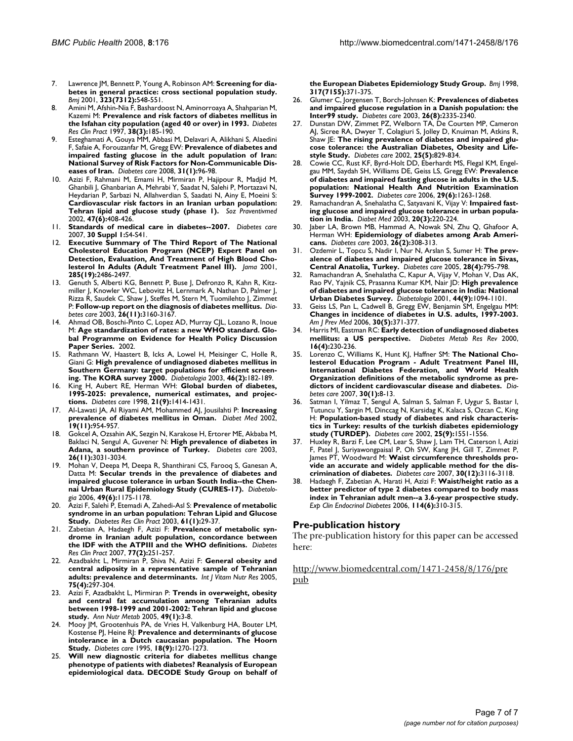7. Lawrence JM, Bennett P, Young A, Robinson AM: **Screening for diabetes in general practice: cross sectional population study.** *Bmj* 2001, **323(7312):**548-551.
8. Amini M, Afshin-Nia F, Bashardoost N, Aminorroaya A, Shahparian M, Kazemi M: **Prevalence and risk factors of diabetes mellitus in the Isfahan city population (aged 40 or over) in 1993.** *Diabetes Res Clin Pract* 1997, **38(3):**185-190.
9. Esteghamati A, Gouya MM, Abbasi M, Delavari A, Alikhani S, Alaedini F, Safaie A, Forouzanfar M, Gregg EW: **Prevalence of diabetes and impaired fasting glucose in the adult population of Iran: National Survey of Risk Factors for Non-Communicable Diseases of Iran.** *Diabetes care* 2008, **31(1):**96-98.
10. Azizi F, Rahmani M, Emami H, Mirmiran P, Hajipour R, Madjid M, Ghanbili J, Ghanbarian A, Mehrabi Y, Saadat N, Salehi P, Mortazavi N, Heydarian P, Sarbazi N, Allahverdian S, Saadati N, Ainy E, Moeini S: **Cardiovascular risk factors in an Iranian urban population: Tehran lipid and glucose study (phase 1).** *Soz Praventivmed* 2002, **47(6):**408-426.
11. **Standards of medical care in diabetes--2007.** *Diabetes care* 2007, **30 Suppl 1:**S4-S41.
12. **Executive Summary of The Third Report of The National Cholesterol Education Program (NCEP) Expert Panel on Detection, Evaluation, And Treatment of High Blood Cholesterol In Adults (Adult Treatment Panel III).** *Jama* 2001, **285(19):**2486-2497.
13. Genuth S, Alberti KG, Bennett P, Buse J, Defronzo R, Kahn R, Kitzmiller J, Knowler WC, Lebovitz H, Lernmark A, Nathan D, Palmer J, Rizza R, Saudek C, Shaw J, Steffes M, Stern M, Tuomilehto J, Zimmet P: **Follow-up report on the diagnosis of diabetes mellitus.** *Diabetes care* 2003, **26(11):**3160-3167.
14. Ahmad OB, Boschi-Pinto C, Lopez AD, Murray CJL, Lozano R, Inoue M: **Age standardization of rates: a new WHO standard. Global Programme on Evidence for Health Policy Discussion Paper Series.** 2002.
15. Rathmann W, Haastert B, Icks A, Lowel H, Meisinger C, Holle R, Giani G: **High prevalence of undiagnosed diabetes mellitus in Southern Germany: target populations for efficient screening. The KORA survey 2000.** *Diabetologia* 2003, **46(2):**182-189.
16. King H, Aubert RE, Herman WH: **Global burden of diabetes, 1995-2025: prevalence, numerical estimates, and projections.** *Diabetes care* 1998, **21(9):**1414-1431.
17. Al-Lawati JA, Al Riyami AM, Mohammed AJ, Jousilahti P: **Increasing prevalence of diabetes mellitus in Oman.** *Diabet Med* 2002, **19(11):**954-957.
18. Gokcel A, Ozsahin AK, Sezgin N, Karakose H, Ertorer ME, Akbaba M, Baklaci N, Sengul A, Guvener N: **High prevalence of diabetes in Adana, a southern province of Turkey.** *Diabetes care* 2003, **26(11):**3031-3034.
19. Mohan V, Deepa M, Deepa R, Shanthirani CS, Farooq S, Ganesan A, Datta M: **Secular trends in the prevalence of diabetes and impaired glucose tolerance in urban South India--the Chennai Urban Rural Epidemiology Study (CURES-17).** *Diabetologia* 2006, **49(6):**1175-1178.
20. Azizi F, Salehi P, Etemadi A, Zahedi-Asl S: **Prevalence of metabolic syndrome in an urban population: Tehran Lipid and Glucose Study.** *Diabetes Res Clin Pract* 2003, **61(1):**29-37.
21. Zabetian A, Hadaegh F, Azizi F: **Prevalence of metabolic syndrome in Iranian adult population, concordance between the IDF with the ATPIII and the WHO definitions.** *Diabetes Res Clin Pract* 2007, **77(2):**251-257.
22. Azadbakht L, Mirmiran P, Shiva N, Azizi F: **General obesity and central adiposity in a representative sample of Tehranian adults: prevalence and determinants.** *Int J Vitam Nutr Res* 2005, **75(4):**297-304.
23. Azizi F, Azadbakht L, Mirmiran P: **Trends in overweight, obesity and central fat accumulation among Tehranian adults between 1998-1999 and 2001-2002: Tehran lipid and glucose study.** *Ann Nutr Metab* 2005, **49(1):**3-8.
24. Mooy JM, Grootenhuis PA, de Vries H, Valkenburg HA, Bouter LM, Kostense PJ, Heine RJ: **Prevalence and determinants of glucose intolerance in a Dutch caucasian population. The Hoorn Study.** *Diabetes care* 1995, **18(9):**1270-1273.
25. **Will new diagnostic criteria for diabetes mellitus change phenotype of patients with diabetes? Reanalysis of European epidemiological data. DECODE Study Group on behalf of the European Diabetes Epidemiology Study Group.** *Bmj* 1998, **317(7155):**371-375.
26. Glumer C, Jorgensen T, Borch-Johnsen K: **Prevalences of diabetes and impaired glucose regulation in a Danish population: the Inter99 study.** *Diabetes care* 2003, **26(8):**2335-2340.
27. Dunstan DW, Zimmet PZ, Welborn TA, De Courten MP, Cameron AJ, Sicree RA, Dwyer T, Colagiuri S, Jolley D, Knuiman M, Atkins R, Shaw JE: **The rising prevalence of diabetes and impaired glucose tolerance: the Australian Diabetes, Obesity and Lifestyle Study.** *Diabetes care* 2002, **25(5):**829-834.
28. Cowie CC, Rust KF, Byrd-Holt DD, Eberhardt MS, Flegal KM, Engelgau MM, Saydah SH, Williams DE, Geiss LS, Gregg EW: **Prevalence of diabetes and impaired fasting glucose in adults in the U.S. population: National Health And Nutrition Examination Survey 1999-2002.** *Diabetes care* 2006, **29(6):**1263-1268.
29. Ramachandran A, Snehalatha C, Satyavani K, Vijay V: **Impaired fasting glucose and impaired glucose tolerance in urban population in India.** *Diabet Med* 2003, **20(3):**220-224.
30. Jaber LA, Brown MB, Hammad A, Nowak SN, Zhu Q, Ghafoor A, Herman WH: **Epidemiology of diabetes among Arab Americans.** *Diabetes care* 2003, **26(2):**308-313.
31. Ozdemir L, Topcu S, Nadir I, Nur N, Arslan S, Sumer H: **The prevalence of diabetes and impaired glucose tolerance in Sivas, Central Anatolia, Turkey.** *Diabetes care* 2005, **28(4):**795-798.
32. Ramachandran A, Snehalatha C, Kapur A, Vijay V, Mohan V, Das AK, Rao PV, Yajnik CS, Prasanna Kumar KM, Nair JD: **High prevalence of diabetes and impaired glucose tolerance in India: National Urban Diabetes Survey.** *Diabetologia* 2001, **44(9):**1094-1101.
33. Geiss LS, Pan L, Cadwell B, Gregg EW, Benjamin SM, Engelgau MM: **Changes in incidence of diabetes in U.S. adults, 1997-2003.** *Am J Prev Med* 2006, **30(5):**371-377.
34. Harris MI, Eastman RC: **Early detection of undiagnosed diabetes mellitus: a US perspective.** *Diabetes Metab Res Rev* 2000, **16(4):**230-236.
35. Lorenzo C, Williams K, Hunt KJ, Haffner SM: **The National Cholesterol Education Program - Adult Treatment Panel III, International Diabetes Federation, and World Health Organization definitions of the metabolic syndrome as predictors of incident cardiovascular disease and diabetes.** *Diabetes care* 2007, **30(1):**8-13.
36. Satman I, Yilmaz T, Sengul A, Salman S, Salman F, Uygur S, Bastar I, Tutuncu Y, Sargin M, Dinccag N, Karsidag K, Kalaca S, Ozcan C, King H: **Population-based study of diabetes and risk characteristics in Turkey: results of the turkish diabetes epidemiology study (TURDEP).** *Diabetes care* 2002, **25(9):**1551-1556.
37. Huxley R, Barzi F, Lee CM, Lear S, Shaw J, Lam TH, Caterson I, Azizi F, Patel J, Suriyawongpaisal P, Oh SW, Kang JH, Gill T, Zimmet P, James PT, Woodward M: **Waist circumference thresholds provide an accurate and widely applicable method for the discrimination of diabetes.** *Diabetes care* 2007, **30(12):**3116-3118.
38. Hadaegh F, Zabetian A, Harati H, Azizi F: **Waist/height ratio as a better predictor of type 2 diabetes compared to body mass index in Tehranian adult men--a 3.6-year prospective study.** *Exp Clin Endocrinol Diabetes* 2006, **114(6):**310-315.

## Pre-publication history

The pre-publication history for this paper can be accessed here:

http://www.biomedcentral.com/1471-2458/8/176/prepub